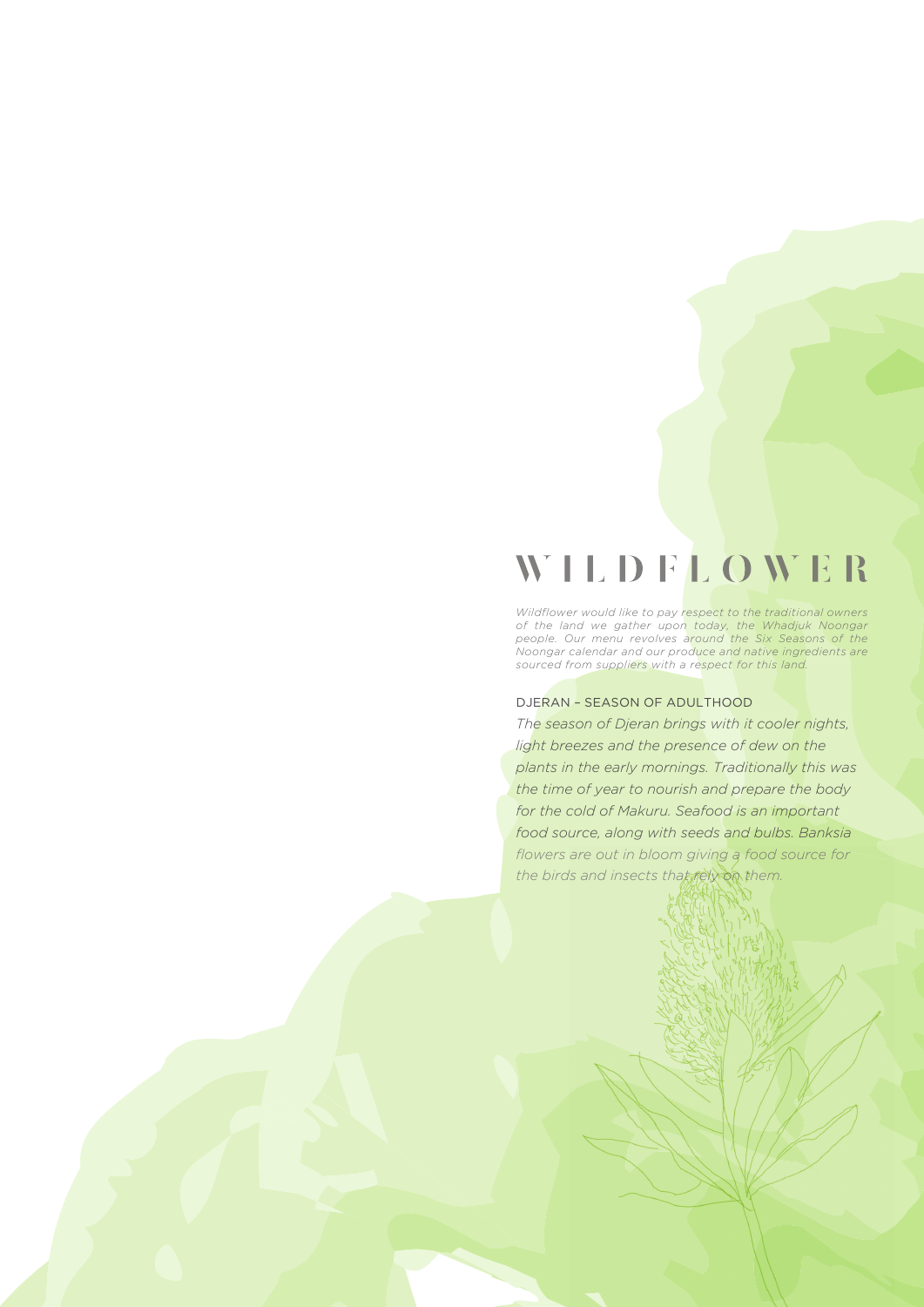# WILDFLOWER

*Wildflower would like to pay respect to the traditional owners of the land we gather upon today, the Whadjuk Noongar people. Our menu revolves around the Six Seasons of the Noongar calendar and our produce and native ingredients are sourced from suppliers with a respect for this land.*

## DJERAN – SEASON OF ADULTHOOD

*The season of Djeran brings with it cooler nights, light breezes and the presence of dew on the plants in the early mornings. Traditionally this was the time of year to nourish and prepare the body for the cold of Makuru. Seafood is an important food source, along with seeds and bulbs. Banksia flowers are out in bloom giving a food source for the birds and insects that rely on them.*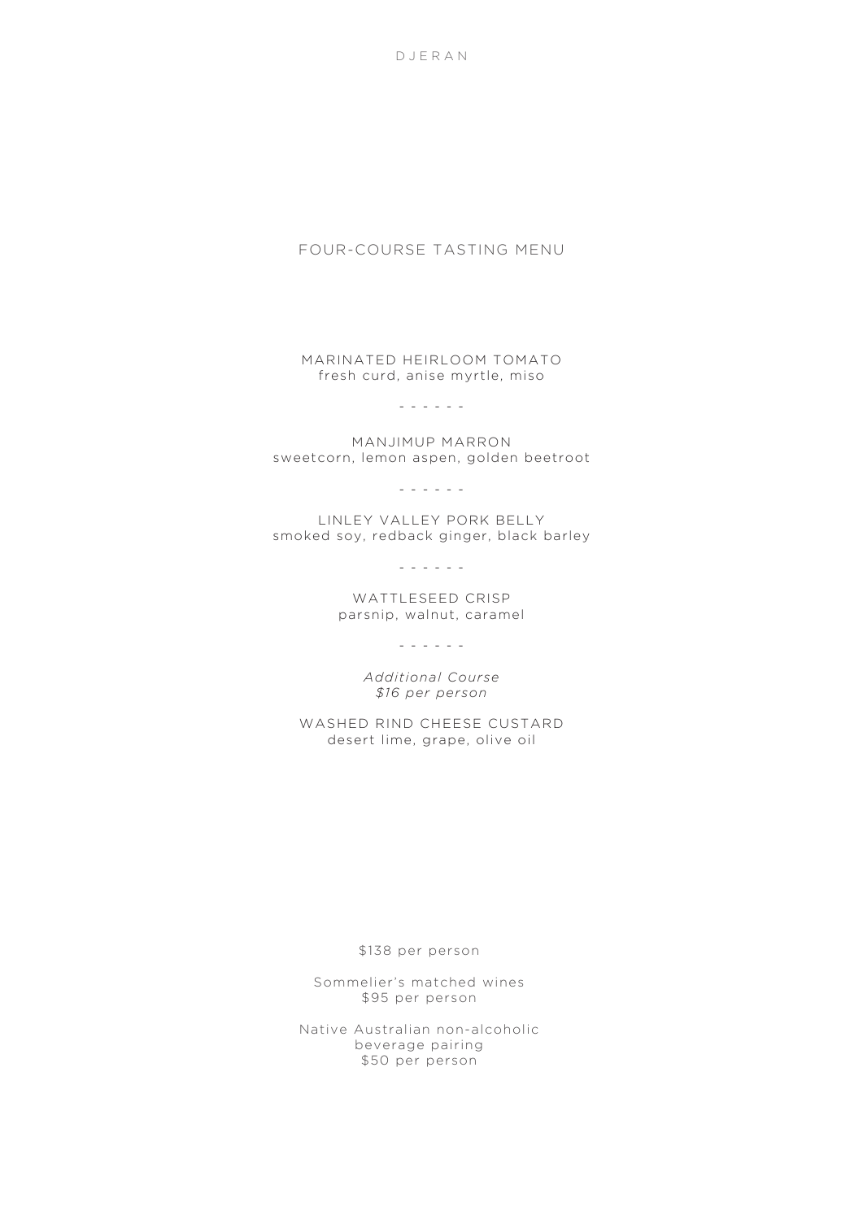# DJERAN

## FOUR-COURSE TASTING MENU

MARINATED HEIRLOOM TOMATO
fresh curd, anise myrtle, miso

\- - - - - -

MANJIMUP MARRON
sweetcorn, lemon aspen, golden beetroot

\- - - - - -

LINLEY VALLEY PORK BELLY
smoked soy, redback ginger, black barley

\- - - - - -

WATTLESEED CRISP
parsnip, walnut, caramel

\- - - - - -

*Additional Course*
*$16 per person*

WASHED RIND CHEESE CUSTARD
desert lime, grape, olive oil

$138 per person

Sommelier's matched wines
$95 per person

Native Australian non-alcoholic
beverage pairing
$50 per person